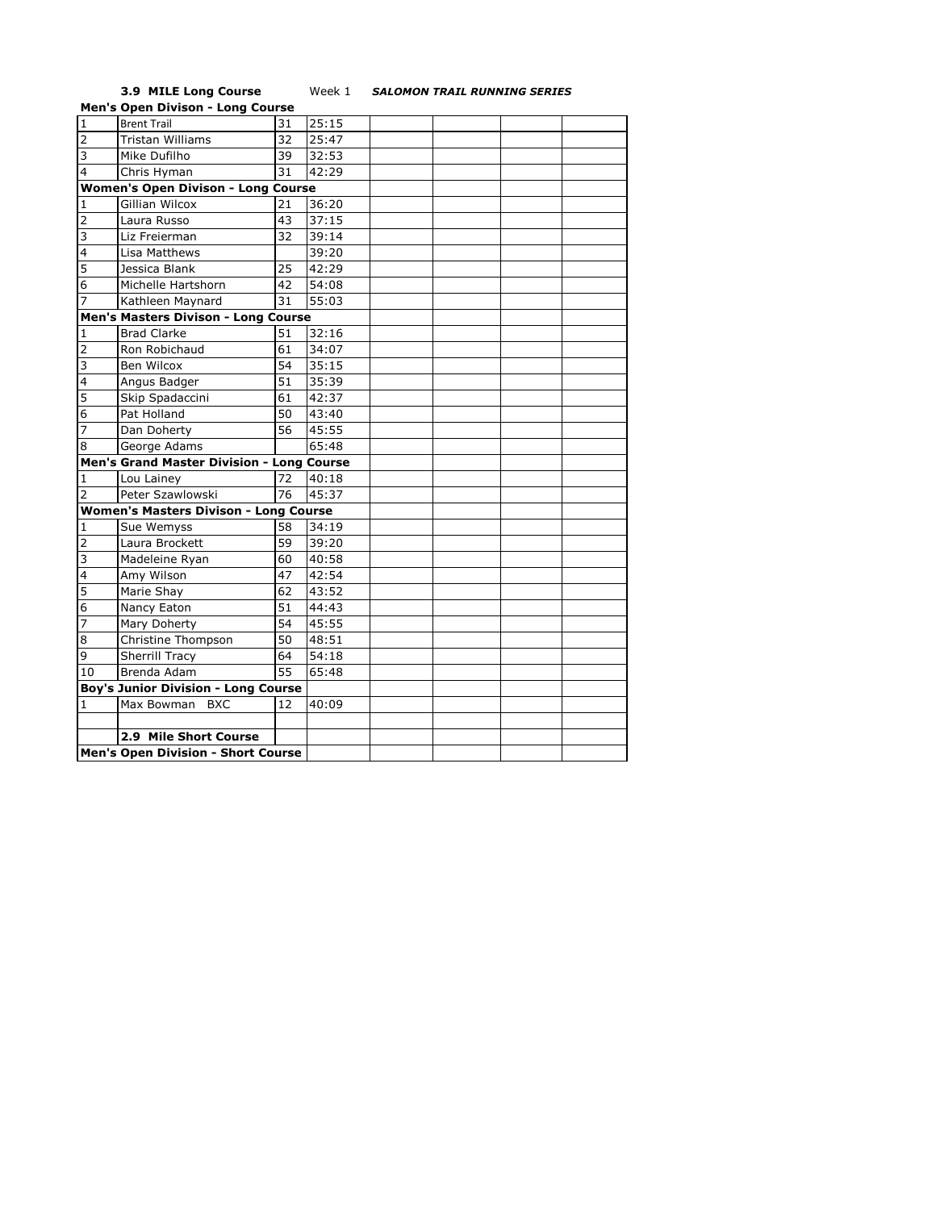**3.9 MILE Long Course** Week 1 ***SALOMON TRAIL RUNNING SERIES***

| | | | | | | | |
|---|---|---|---|---|---|---|---|
| **Men's Open Divison - Long Course** | | | | | | | |
| 1 | Brent Trail | 31 | 25:15 | | | | |
| 2 | Tristan Williams | 32 | 25:47 | | | | |
| 3 | Mike Dufilho | 39 | 32:53 | | | | |
| 4 | Chris Hyman | 31 | 42:29 | | | | |
| **Women's Open Divison - Long Course** | | | | | | | |
| 1 | Gillian Wilcox | 21 | 36:20 | | | | |
| 2 | Laura Russo | 43 | 37:15 | | | | |
| 3 | Liz Freierman | 32 | 39:14 | | | | |
| 4 | Lisa Matthews | | 39:20 | | | | |
| 5 | Jessica Blank | 25 | 42:29 | | | | |
| 6 | Michelle Hartshorn | 42 | 54:08 | | | | |
| 7 | Kathleen Maynard | 31 | 55:03 | | | | |
| **Men's Masters Divison - Long Course** | | | | | | | |
| 1 | Brad Clarke | 51 | 32:16 | | | | |
| 2 | Ron Robichaud | 61 | 34:07 | | | | |
| 3 | Ben Wilcox | 54 | 35:15 | | | | |
| 4 | Angus Badger | 51 | 35:39 | | | | |
| 5 | Skip Spadaccini | 61 | 42:37 | | | | |
| 6 | Pat Holland | 50 | 43:40 | | | | |
| 7 | Dan Doherty | 56 | 45:55 | | | | |
| 8 | George Adams | | 65:48 | | | | |
| **Men's Grand Master Division - Long Course** | | | | | | | |
| 1 | Lou Lainey | 72 | 40:18 | | | | |
| 2 | Peter Szawlowski | 76 | 45:37 | | | | |
| **Women's Masters Divison - Long Course** | | | | | | | |
| 1 | Sue Wemyss | 58 | 34:19 | | | | |
| 2 | Laura Brockett | 59 | 39:20 | | | | |
| 3 | Madeleine Ryan | 60 | 40:58 | | | | |
| 4 | Amy Wilson | 47 | 42:54 | | | | |
| 5 | Marie Shay | 62 | 43:52 | | | | |
| 6 | Nancy Eaton | 51 | 44:43 | | | | |
| 7 | Mary Doherty | 54 | 45:55 | | | | |
| 8 | Christine Thompson | 50 | 48:51 | | | | |
| 9 | Sherrill Tracy | 64 | 54:18 | | | | |
| 10 | Brenda Adam | 55 | 65:48 | | | | |
| **Boy's Junior Division - Long Course** | | | | | | | |
| 1 | Max Bowman BXC | 12 | 40:09 | | | | |
| | | | | | | | |
| | **2.9 Mile Short Course** | | | | | | |
| **Men's Open Division - Short Course** | | | | | | | |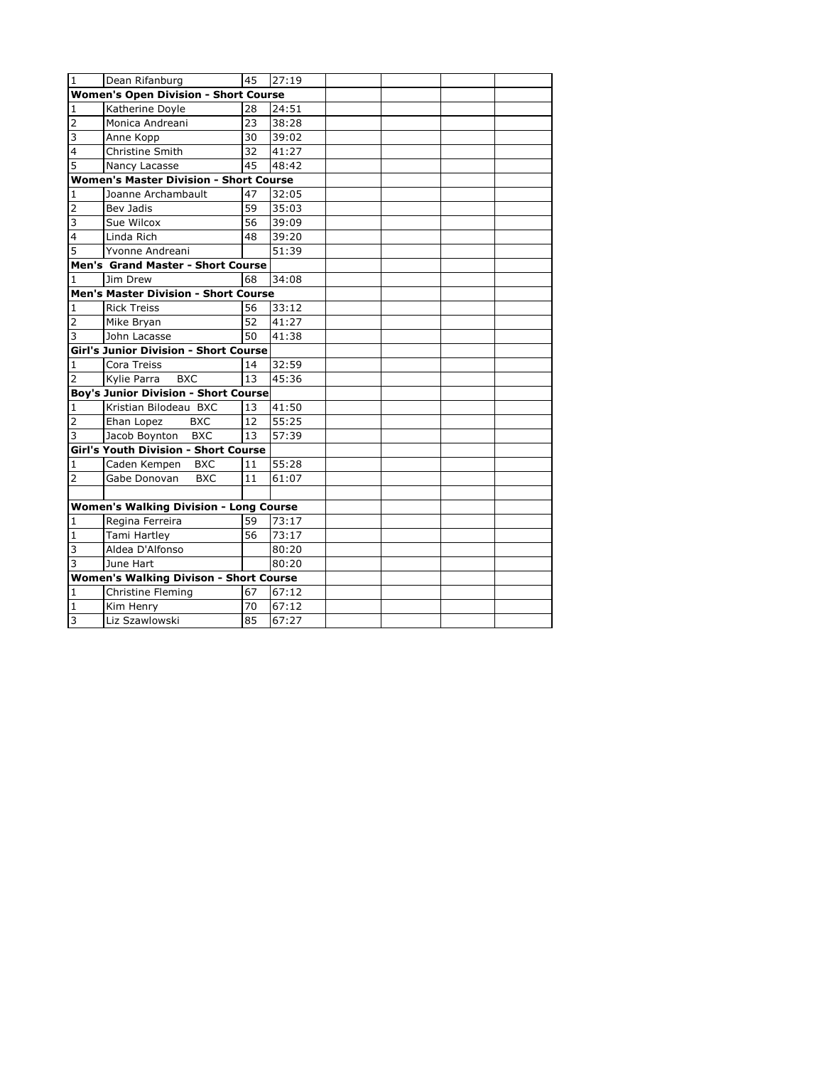| | | | | | | | |
|---|---|---|---|---|---|---|---|
| 1 | Dean Rifanburg | 45 | 27:19 | | | | |
| **Women's Open Division - Short Course** | | | | | | | |
| 1 | Katherine Doyle | 28 | 24:51 | | | | |
| 2 | Monica Andreani | 23 | 38:28 | | | | |
| 3 | Anne Kopp | 30 | 39:02 | | | | |
| 4 | Christine Smith | 32 | 41:27 | | | | |
| 5 | Nancy Lacasse | 45 | 48:42 | | | | |
| **Women's Master Division - Short Course** | | | | | | | |
| 1 | Joanne Archambault | 47 | 32:05 | | | | |
| 2 | Bev Jadis | 59 | 35:03 | | | | |
| 3 | Sue Wilcox | 56 | 39:09 | | | | |
| 4 | Linda Rich | 48 | 39:20 | | | | |
| 5 | Yvonne Andreani | | 51:39 | | | | |
| **Men's Grand Master - Short Course** | | | | | | | |
| 1 | Jim Drew | 68 | 34:08 | | | | |
| **Men's Master Division - Short Course** | | | | | | | |
| 1 | Rick Treiss | 56 | 33:12 | | | | |
| 2 | Mike Bryan | 52 | 41:27 | | | | |
| 3 | John Lacasse | 50 | 41:38 | | | | |
| **Girl's Junior Division - Short Course** | | | | | | | |
| 1 | Cora Treiss | 14 | 32:59 | | | | |
| 2 | Kylie Parra BXC | 13 | 45:36 | | | | |
| **Boy's Junior Division - Short Course** | | | | | | | |
| 1 | Kristian Bilodeau BXC | 13 | 41:50 | | | | |
| 2 | Ehan Lopez BXC | 12 | 55:25 | | | | |
| 3 | Jacob Boynton BXC | 13 | 57:39 | | | | |
| **Girl's Youth Division - Short Course** | | | | | | | |
| 1 | Caden Kempen BXC | 11 | 55:28 | | | | |
| 2 | Gabe Donovan BXC | 11 | 61:07 | | | | |
| | | | | | | | |
| **Women's Walking Division - Long Course** | | | | | | | |
| 1 | Regina Ferreira | 59 | 73:17 | | | | |
| 1 | Tami Hartley | 56 | 73:17 | | | | |
| 3 | Aldea D'Alfonso | | 80:20 | | | | |
| 3 | June Hart | | 80:20 | | | | |
| **Women's Walking Divison - Short Course** | | | | | | | |
| 1 | Christine Fleming | 67 | 67:12 | | | | |
| 1 | Kim Henry | 70 | 67:12 | | | | |
| 3 | Liz Szawlowski | 85 | 67:27 | | | | |